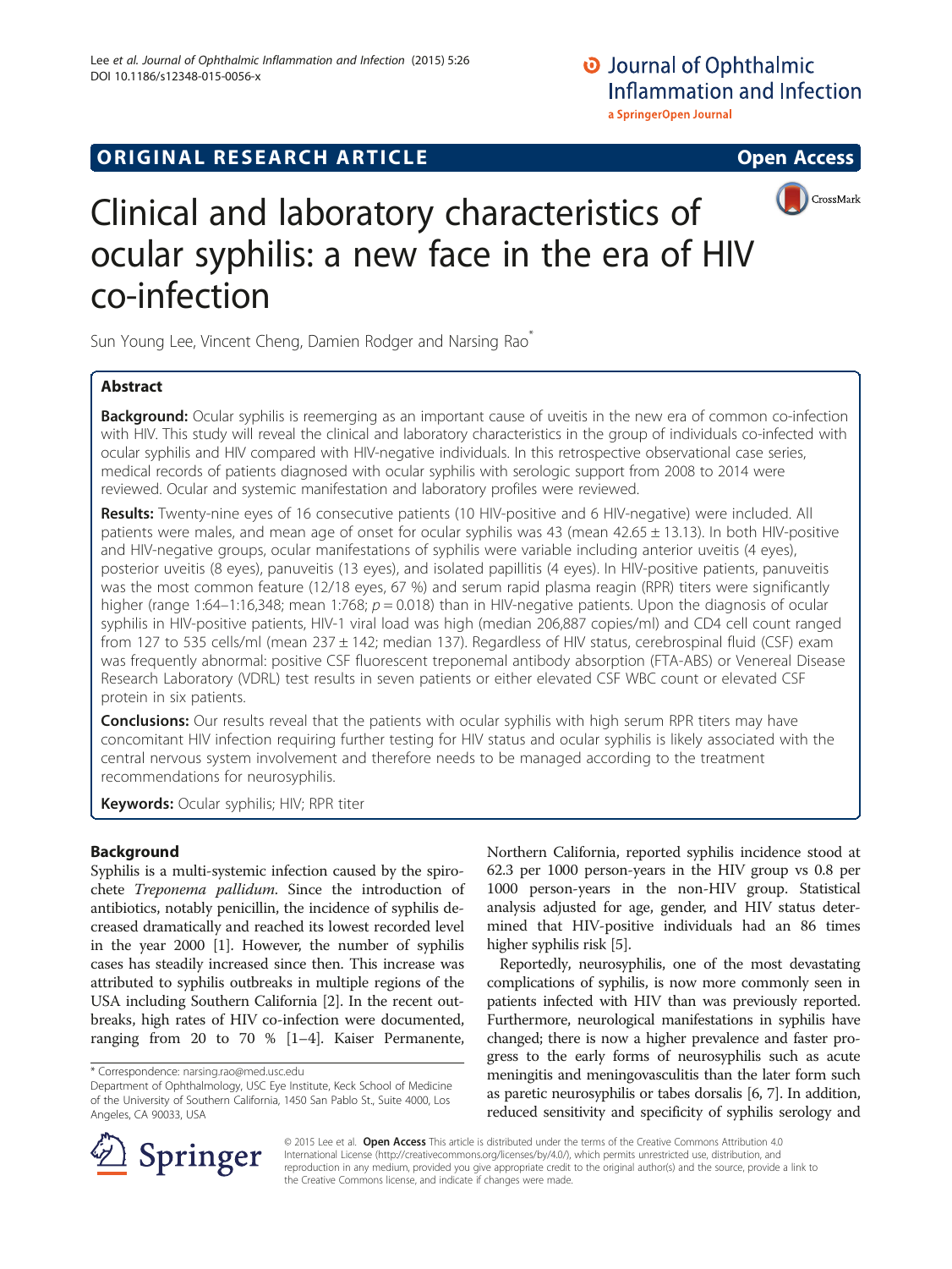ORIGINAL RESEARCH ARTICLE

Open Access

# Clinical and laboratory characteristics of ocular syphilis: a new face in the era of HIV co-infection

Sun Young Lee, Vincent Cheng, Damien Rodger and Narsing Rao*

## Abstract

**Background:** Ocular syphilis is reemerging as an important cause of uveitis in the new era of common co-infection with HIV. This study will reveal the clinical and laboratory characteristics in the group of individuals co-infected with ocular syphilis and HIV compared with HIV-negative individuals. In this retrospective observational case series, medical records of patients diagnosed with ocular syphilis with serologic support from 2008 to 2014 were reviewed. Ocular and systemic manifestation and laboratory profiles were reviewed.

**Results:** Twenty-nine eyes of 16 consecutive patients (10 HIV-positive and 6 HIV-negative) were included. All patients were males, and mean age of onset for ocular syphilis was 43 (mean 42.65 ± 13.13). In both HIV-positive and HIV-negative groups, ocular manifestations of syphilis were variable including anterior uveitis (4 eyes), posterior uveitis (8 eyes), panuveitis (13 eyes), and isolated papillitis (4 eyes). In HIV-positive patients, panuveitis was the most common feature (12/18 eyes, 67 %) and serum rapid plasma reagin (RPR) titers were significantly higher (range 1:64–1:16,348; mean 1:768; $p = 0.018$) than in HIV-negative patients. Upon the diagnosis of ocular syphilis in HIV-positive patients, HIV-1 viral load was high (median 206,887 copies/ml) and CD4 cell count ranged from 127 to 535 cells/ml (mean 237 ± 142; median 137). Regardless of HIV status, cerebrospinal fluid (CSF) exam was frequently abnormal: positive CSF fluorescent treponemal antibody absorption (FTA-ABS) or Venereal Disease Research Laboratory (VDRL) test results in seven patients or either elevated CSF WBC count or elevated CSF protein in six patients.

**Conclusions:** Our results reveal that the patients with ocular syphilis with high serum RPR titers may have concomitant HIV infection requiring further testing for HIV status and ocular syphilis is likely associated with the central nervous system involvement and therefore needs to be managed according to the treatment recommendations for neurosyphilis.

**Keywords:** Ocular syphilis; HIV; RPR titer

## Background

Syphilis is a multi-systemic infection caused by the spirochete *Treponema pallidum*. Since the introduction of antibiotics, notably penicillin, the incidence of syphilis decreased dramatically and reached its lowest recorded level in the year 2000 [1]. However, the number of syphilis cases has steadily increased since then. This increase was attributed to syphilis outbreaks in multiple regions of the USA including Southern California [2]. In the recent outbreaks, high rates of HIV co-infection were documented, ranging from 20 to 70 % [1–4]. Kaiser Permanente, Northern California, reported syphilis incidence stood at 62.3 per 1000 person-years in the HIV group vs 0.8 per 1000 person-years in the non-HIV group. Statistical analysis adjusted for age, gender, and HIV status determined that HIV-positive individuals had an 86 times higher syphilis risk [5].

Reportedly, neurosyphilis, one of the most devastating complications of syphilis, is now more commonly seen in patients infected with HIV than was previously reported. Furthermore, neurological manifestations in syphilis have changed; there is now a higher prevalence and faster progress to the early forms of neurosyphilis such as acute meningitis and meningovasculitis than the later form such as paretic neurosyphilis or tabes dorsalis [6, 7]. In addition, reduced sensitivity and specificity of syphilis serology and

* Correspondence: narsing.rao@med.usc.edu
Department of Ophthalmology, USC Eye Institute, Keck School of Medicine of the University of Southern California, 1450 San Pablo St., Suite 4000, Los Angeles, CA 90033, USA

© 2015 Lee et al. **Open Access** This article is distributed under the terms of the Creative Commons Attribution 4.0 International License (http://creativecommons.org/licenses/by/4.0/), which permits unrestricted use, distribution, and reproduction in any medium, provided you give appropriate credit to the original author(s) and the source, provide a link to the Creative Commons license, and indicate if changes were made.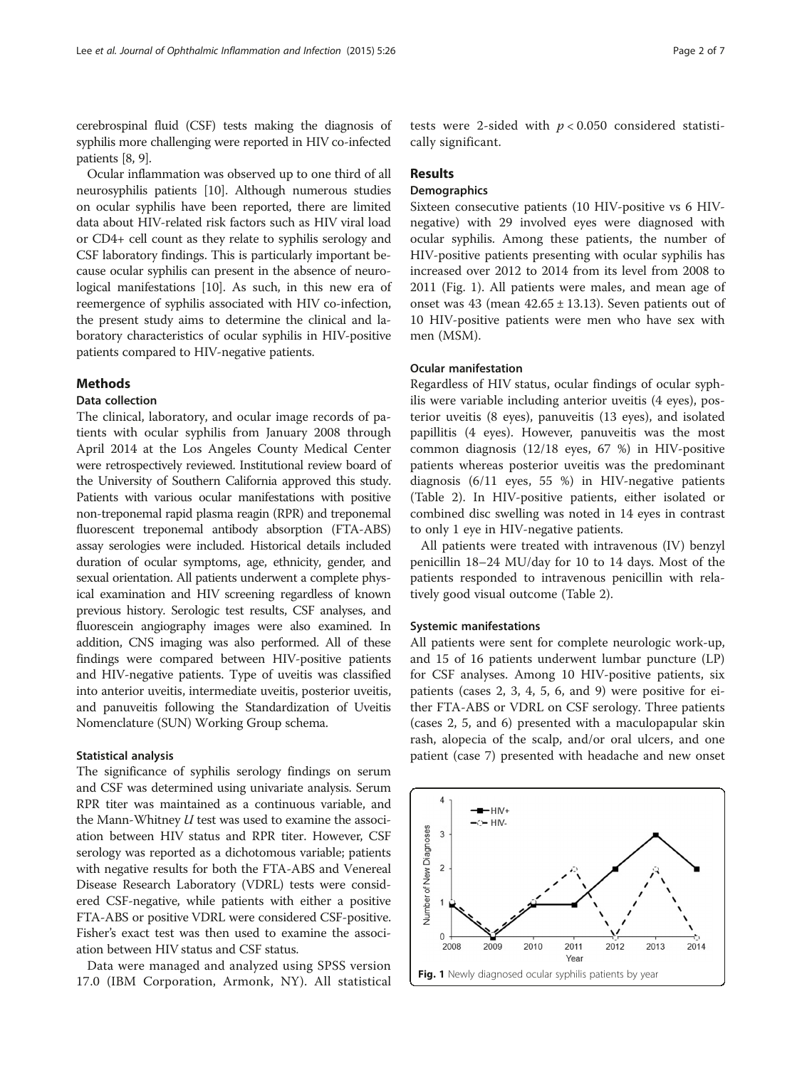cerebrospinal fluid (CSF) tests making the diagnosis of syphilis more challenging were reported in HIV co-infected patients [8, 9].

Ocular inflammation was observed up to one third of all neurosyphilis patients [10]. Although numerous studies on ocular syphilis have been reported, there are limited data about HIV-related risk factors such as HIV viral load or CD4+ cell count as they relate to syphilis serology and CSF laboratory findings. This is particularly important because ocular syphilis can present in the absence of neurological manifestations [10]. As such, in this new era of reemergence of syphilis associated with HIV co-infection, the present study aims to determine the clinical and laboratory characteristics of ocular syphilis in HIV-positive patients compared to HIV-negative patients.

## Methods

### Data collection

The clinical, laboratory, and ocular image records of patients with ocular syphilis from January 2008 through April 2014 at the Los Angeles County Medical Center were retrospectively reviewed. Institutional review board of the University of Southern California approved this study. Patients with various ocular manifestations with positive non-treponemal rapid plasma reagin (RPR) and treponemal fluorescent treponemal antibody absorption (FTA-ABS) assay serologies were included. Historical details included duration of ocular symptoms, age, ethnicity, gender, and sexual orientation. All patients underwent a complete physical examination and HIV screening regardless of known previous history. Serologic test results, CSF analyses, and fluorescein angiography images were also examined. In addition, CNS imaging was also performed. All of these findings were compared between HIV-positive patients and HIV-negative patients. Type of uveitis was classified into anterior uveitis, intermediate uveitis, posterior uveitis, and panuveitis following the Standardization of Uveitis Nomenclature (SUN) Working Group schema.

### Statistical analysis

The significance of syphilis serology findings on serum and CSF was determined using univariate analysis. Serum RPR titer was maintained as a continuous variable, and the Mann-Whitney *U* test was used to examine the association between HIV status and RPR titer. However, CSF serology was reported as a dichotomous variable; patients with negative results for both the FTA-ABS and Venereal Disease Research Laboratory (VDRL) tests were considered CSF-negative, while patients with either a positive FTA-ABS or positive VDRL were considered CSF-positive. Fisher's exact test was then used to examine the association between HIV status and CSF status.

Data were managed and analyzed using SPSS version 17.0 (IBM Corporation, Armonk, NY). All statistical tests were 2-sided with $p < 0.050$ considered statistically significant.

## Results

### Demographics

Sixteen consecutive patients (10 HIV-positive vs 6 HIV-negative) with 29 involved eyes were diagnosed with ocular syphilis. Among these patients, the number of HIV-positive patients presenting with ocular syphilis has increased over 2012 to 2014 from its level from 2008 to 2011 (Fig. 1). All patients were males, and mean age of onset was 43 (mean $42.65 \pm 13.13$). Seven patients out of 10 HIV-positive patients were men who have sex with men (MSM).

### Ocular manifestation

Regardless of HIV status, ocular findings of ocular syphilis were variable including anterior uveitis (4 eyes), posterior uveitis (8 eyes), panuveitis (13 eyes), and isolated papillitis (4 eyes). However, panuveitis was the most common diagnosis (12/18 eyes, 67 %) in HIV-positive patients whereas posterior uveitis was the predominant diagnosis (6/11 eyes, 55 %) in HIV-negative patients (Table 2). In HIV-positive patients, either isolated or combined disc swelling was noted in 14 eyes in contrast to only 1 eye in HIV-negative patients.

All patients were treated with intravenous (IV) benzyl penicillin 18–24 MU/day for 10 to 14 days. Most of the patients responded to intravenous penicillin with relatively good visual outcome (Table 2).

### Systemic manifestations

All patients were sent for complete neurologic work-up, and 15 of 16 patients underwent lumbar puncture (LP) for CSF analyses. Among 10 HIV-positive patients, six patients (cases 2, 3, 4, 5, 6, and 9) were positive for either FTA-ABS or VDRL on CSF serology. Three patients (cases 2, 5, and 6) presented with a maculopapular skin rash, alopecia of the scalp, and/or oral ulcers, and one patient (case 7) presented with headache and new onset

HIV+
HIV-
Number of New Diagnoses
0
1
2
3
4
2008
2009
2010
2011
2012
2013
2014
Year

**Fig. 1** Newly diagnosed ocular syphilis patients by year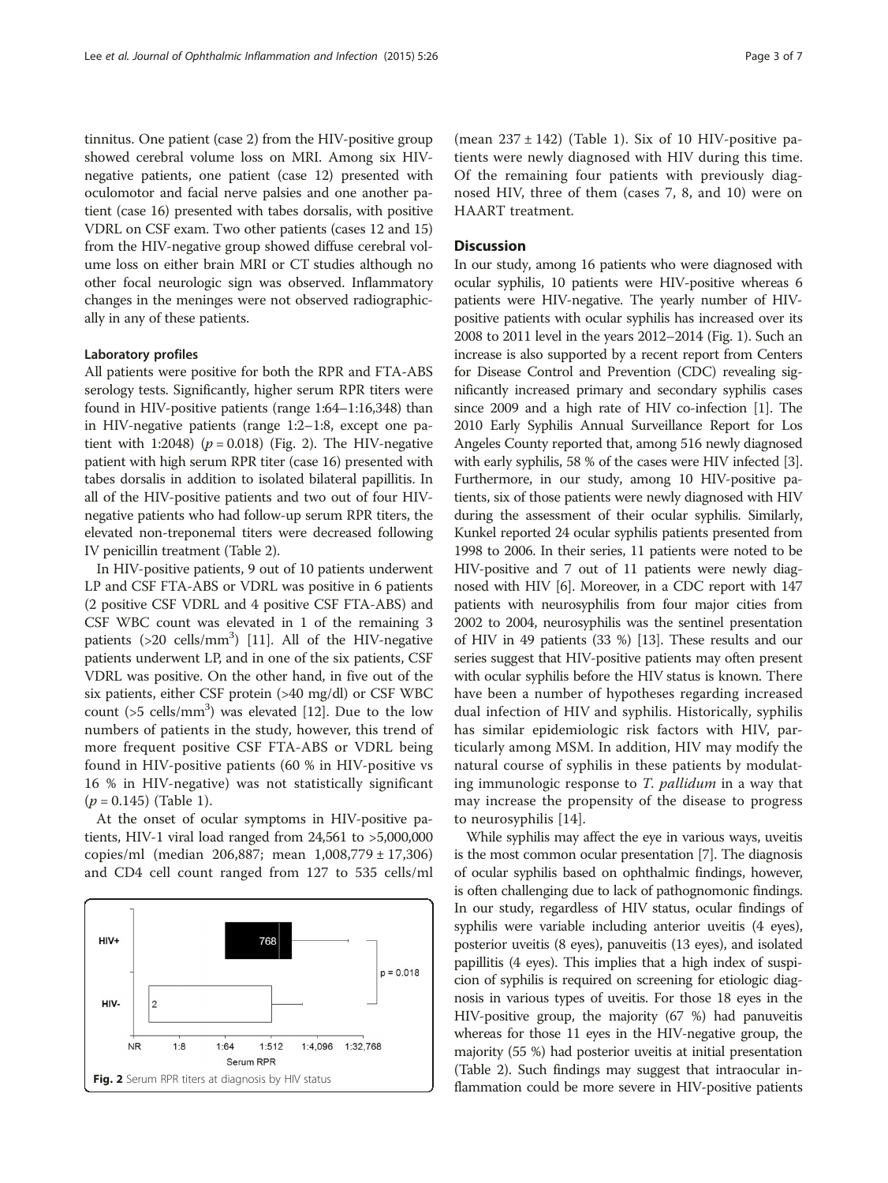tinnitus. One patient (case 2) from the HIV-positive group showed cerebral volume loss on MRI. Among six HIV-negative patients, one patient (case 12) presented with oculomotor and facial nerve palsies and one another patient (case 16) presented with tabes dorsalis, with positive VDRL on CSF exam. Two other patients (cases 12 and 15) from the HIV-negative group showed diffuse cerebral volume loss on either brain MRI or CT studies although no other focal neurologic sign was observed. Inflammatory changes in the meninges were not observed radiographically in any of these patients.

### Laboratory profiles

All patients were positive for both the RPR and FTA-ABS serology tests. Significantly, higher serum RPR titers were found in HIV-positive patients (range 1:64–1:16,348) than in HIV-negative patients (range 1:2–1:8, except one patient with 1:2048) ($p = 0.018$) (Fig. 2). The HIV-negative patient with high serum RPR titer (case 16) presented with tabes dorsalis in addition to isolated bilateral papillitis. In all of the HIV-positive patients and two out of four HIV-negative patients who had follow-up serum RPR titers, the elevated non-treponemal titers were decreased following IV penicillin treatment (Table 2).

In HIV-positive patients, 9 out of 10 patients underwent LP and CSF FTA-ABS or VDRL was positive in 6 patients (2 positive CSF VDRL and 4 positive CSF FTA-ABS) and CSF WBC count was elevated in 1 of the remaining 3 patients (>20 cells/mm$^3$) [11]. All of the HIV-negative patients underwent LP, and in one of the six patients, CSF VDRL was positive. On the other hand, in five out of the six patients, either CSF protein (>40 mg/dl) or CSF WBC count (>5 cells/mm$^3$) was elevated [12]. Due to the low numbers of patients in the study, however, this trend of more frequent positive CSF FTA-ABS or VDRL being found in HIV-positive patients (60 % in HIV-positive vs 16 % in HIV-negative) was not statistically significant ($p = 0.145$) (Table 1).

At the onset of ocular symptoms in HIV-positive patients, HIV-1 viral load ranged from 24,561 to >5,000,000 copies/ml (median 206,887; mean 1,008,779 ± 17,306) and CD4 cell count ranged from 127 to 535 cells/ml (mean 237 ± 142) (Table 1). Six of 10 HIV-positive patients were newly diagnosed with HIV during this time. Of the remaining four patients with previously diagnosed HIV, three of them (cases 7, 8, and 10) were on HAART treatment.

Fig. 2 Serum RPR titers at diagnosis by HIV status

## Discussion

In our study, among 16 patients who were diagnosed with ocular syphilis, 10 patients were HIV-positive whereas 6 patients were HIV-negative. The yearly number of HIV-positive patients with ocular syphilis has increased over its 2008 to 2011 level in the years 2012–2014 (Fig. 1). Such an increase is also supported by a recent report from Centers for Disease Control and Prevention (CDC) revealing significantly increased primary and secondary syphilis cases since 2009 and a high rate of HIV co-infection [1]. The 2010 Early Syphilis Annual Surveillance Report for Los Angeles County reported that, among 516 newly diagnosed with early syphilis, 58 % of the cases were HIV infected [3]. Furthermore, in our study, among 10 HIV-positive patients, six of those patients were newly diagnosed with HIV during the assessment of their ocular syphilis. Similarly, Kunkel reported 24 ocular syphilis patients presented from 1998 to 2006. In their series, 11 patients were noted to be HIV-positive and 7 out of 11 patients were newly diagnosed with HIV [6]. Moreover, in a CDC report with 147 patients with neurosyphilis from four major cities from 2002 to 2004, neurosyphilis was the sentinel presentation of HIV in 49 patients (33 %) [13]. These results and our series suggest that HIV-positive patients may often present with ocular syphilis before the HIV status is known. There have been a number of hypotheses regarding increased dual infection of HIV and syphilis. Historically, syphilis has similar epidemiologic risk factors with HIV, particularly among MSM. In addition, HIV may modify the natural course of syphilis in these patients by modulating immunologic response to *T. pallidum* in a way that may increase the propensity of the disease to progress to neurosyphilis [14].

While syphilis may affect the eye in various ways, uveitis is the most common ocular presentation [7]. The diagnosis of ocular syphilis based on ophthalmic findings, however, is often challenging due to lack of pathognomonic findings. In our study, regardless of HIV status, ocular findings of syphilis were variable including anterior uveitis (4 eyes), posterior uveitis (8 eyes), panuveitis (13 eyes), and isolated papillitis (4 eyes). This implies that a high index of suspicion of syphilis is required on screening for etiologic diagnosis in various types of uveitis. For those 18 eyes in the HIV-positive group, the majority (67 %) had panuveitis whereas for those 11 eyes in the HIV-negative group, the majority (55 %) had posterior uveitis at initial presentation (Table 2). Such findings may suggest that intraocular inflammation could be more severe in HIV-positive patients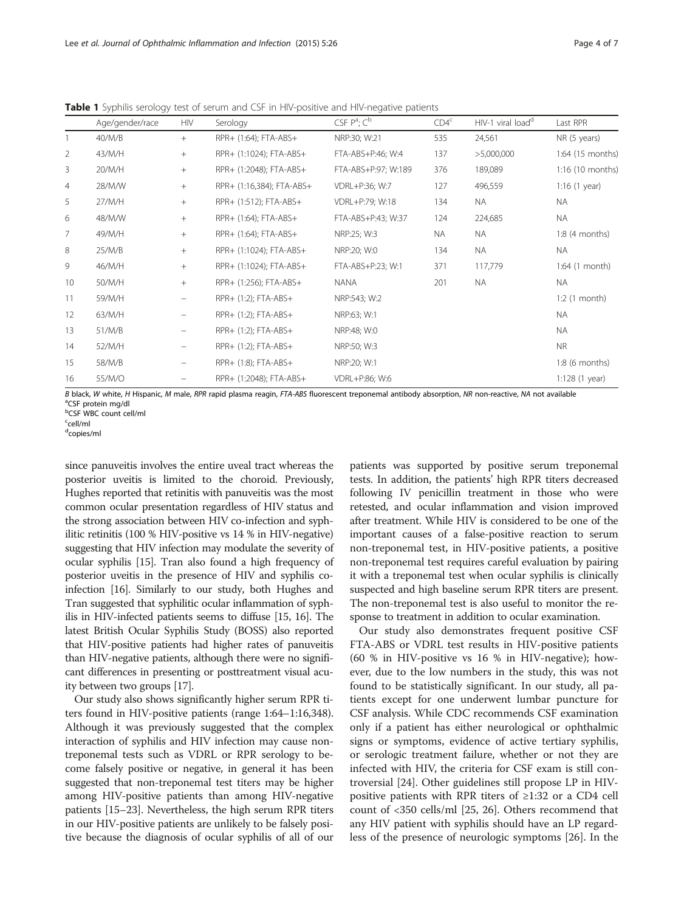**Table 1** Syphilis serology test of serum and CSF in HIV-positive and HIV-negative patients

| | Age/gender/race | HIV | Serology | CSF P[a]; C[b] | CD4[c] | HIV-1 viral load[d] | Last RPR |
|---|---|---|---|---|---|---|---|
| 1 | 40/M/B | + | RPR+ (1:64); FTA-ABS+ | NRP:30; W:21 | 535 | 24,561 | NR (5 years) |
| 2 | 43/M/H | + | RPR+ (1:1024); FTA-ABS+ | FTA-ABS+P:46; W:4 | 137 | >5,000,000 | 1:64 (15 months) |
| 3 | 20/M/H | + | RPR+ (1:2048); FTA-ABS+ | FTA-ABS+P:97; W:189 | 376 | 189,089 | 1:16 (10 months) |
| 4 | 28/M/W | + | RPR+ (1:16,384); FTA-ABS+ | VDRL+P:36; W:7 | 127 | 496,559 | 1:16 (1 year) |
| 5 | 27/M/H | + | RPR+ (1:512); FTA-ABS+ | VDRL+P:79; W:18 | 134 | NA | NA |
| 6 | 48/M/W | + | RPR+ (1:64); FTA-ABS+ | FTA-ABS+P:43; W:37 | 124 | 224,685 | NA |
| 7 | 49/M/H | + | RPR+ (1:64); FTA-ABS+ | NRP:25; W:3 | NA | NA | 1:8 (4 months) |
| 8 | 25/M/B | + | RPR+ (1:1024); FTA-ABS+ | NRP:20; W:0 | 134 | NA | NA |
| 9 | 46/M/H | + | RPR+ (1:1024); FTA-ABS+ | FTA-ABS+P:23; W:1 | 371 | 117,779 | 1:64 (1 month) |
| 10 | 50/M/H | + | RPR+ (1:256); FTA-ABS+ | NANA | 201 | NA | NA |
| 11 | 59/M/H | − | RPR+ (1:2); FTA-ABS+ | NRP:543; W:2 | | | 1:2 (1 month) |
| 12 | 63/M/H | − | RPR+ (1:2); FTA-ABS+ | NRP:63; W:1 | | | NA |
| 13 | 51/M/B | − | RPR+ (1:2); FTA-ABS+ | NRP:48; W:0 | | | NA |
| 14 | 52/M/H | − | RPR+ (1:2); FTA-ABS+ | NRP:50; W:3 | | | NR |
| 15 | 58/M/B | − | RPR+ (1:8); FTA-ABS+ | NRP:20; W:1 | | | 1:8 (6 months) |
| 16 | 55/M/O | − | RPR+ (1:2048); FTA-ABS+ | VDRL+P:86; W:6 | | | 1:128 (1 year) |

*B* black, *W* white, *H* Hispanic, *M* male, *RPR* rapid plasma reagin, *FTA-ABS* fluorescent treponemal antibody absorption, *NR* non-reactive, *NA* not available
[a]CSF protein mg/dl
[b]CSF WBC count cell/ml
[c]cell/ml
[d]copies/ml

since panuveitis involves the entire uveal tract whereas the posterior uveitis is limited to the choroid. Previously, Hughes reported that retinitis with panuveitis was the most common ocular presentation regardless of HIV status and the strong association between HIV co-infection and syphilitic retinitis (100 % HIV-positive vs 14 % in HIV-negative) suggesting that HIV infection may modulate the severity of ocular syphilis [15]. Tran also found a high frequency of posterior uveitis in the presence of HIV and syphilis co-infection [16]. Similarly to our study, both Hughes and Tran suggested that syphilitic ocular inflammation of syphilis in HIV-infected patients seems to diffuse [15, 16]. The latest British Ocular Syphilis Study (BOSS) also reported that HIV-positive patients had higher rates of panuveitis than HIV-negative patients, although there were no significant differences in presenting or posttreatment visual acuity between two groups [17].

Our study also shows significantly higher serum RPR titers found in HIV-positive patients (range 1:64–1:16,348). Although it was previously suggested that the complex interaction of syphilis and HIV infection may cause non-treponemal tests such as VDRL or RPR serology to become falsely positive or negative, in general it has been suggested that non-treponemal test titers may be higher among HIV-positive patients than among HIV-negative patients [15–23]. Nevertheless, the high serum RPR titers in our HIV-positive patients are unlikely to be falsely positive because the diagnosis of ocular syphilis of all of our patients was supported by positive serum treponemal tests. In addition, the patients' high RPR titers decreased following IV penicillin treatment in those who were retested, and ocular inflammation and vision improved after treatment. While HIV is considered to be one of the important causes of a false-positive reaction to serum non-treponemal test, in HIV-positive patients, a positive non-treponemal test requires careful evaluation by pairing it with a treponemal test when ocular syphilis is clinically suspected and high baseline serum RPR titers are present. The non-treponemal test is also useful to monitor the response to treatment in addition to ocular examination.

Our study also demonstrates frequent positive CSF FTA-ABS or VDRL test results in HIV-positive patients (60 % in HIV-positive vs 16 % in HIV-negative); however, due to the low numbers in the study, this was not found to be statistically significant. In our study, all patients except for one underwent lumbar puncture for CSF analysis. While CDC recommends CSF examination only if a patient has either neurological or ophthalmic signs or symptoms, evidence of active tertiary syphilis, or serologic treatment failure, whether or not they are infected with HIV, the criteria for CSF exam is still controversial [24]. Other guidelines still propose LP in HIV-positive patients with RPR titers of ≥1:32 or a CD4 cell count of <350 cells/ml [25, 26]. Others recommend that any HIV patient with syphilis should have an LP regardless of the presence of neurologic symptoms [26]. In the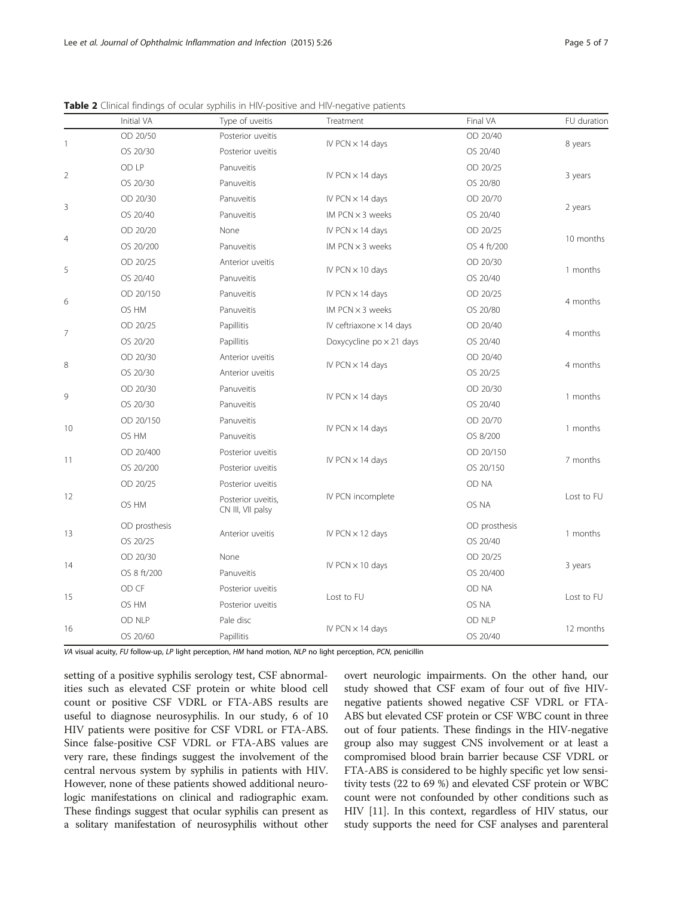**Table 2** Clinical findings of ocular syphilis in HIV-positive and HIV-negative patients

| | Initial VA | Type of uveitis | Treatment | Final VA | FU duration |
|---|---|---|---|---|---|
| 1 | OD 20/50 | Posterior uveitis | IV PCN × 14 days | OD 20/40 | 8 years |
| | OS 20/30 | Posterior uveitis | | OS 20/40 | |
| 2 | OD LP | Panuveitis | IV PCN × 14 days | OD 20/25 | 3 years |
| | OS 20/30 | Panuveitis | | OS 20/80 | |
| 3 | OD 20/30 | Panuveitis | IV PCN × 14 days | OD 20/70 | 2 years |
| | OS 20/40 | Panuveitis | IM PCN × 3 weeks | OS 20/40 | |
| 4 | OD 20/20 | None | IV PCN × 14 days | OD 20/25 | 10 months |
| | OS 20/200 | Panuveitis | IM PCN × 3 weeks | OS 4 ft/200 | |
| 5 | OD 20/25 | Anterior uveitis | IV PCN × 10 days | OD 20/30 | 1 months |
| | OS 20/40 | Panuveitis | | OS 20/40 | |
| 6 | OD 20/150 | Panuveitis | IV PCN × 14 days | OD 20/25 | 4 months |
| | OS HM | Panuveitis | IM PCN × 3 weeks | OS 20/80 | |
| 7 | OD 20/25 | Papillitis | IV ceftriaxone × 14 days | OD 20/40 | 4 months |
| | OS 20/20 | Papillitis | Doxycycline po × 21 days | OS 20/40 | |
| 8 | OD 20/30 | Anterior uveitis | IV PCN × 14 days | OD 20/40 | 4 months |
| | OS 20/30 | Anterior uveitis | | OS 20/25 | |
| 9 | OD 20/30 | Panuveitis | IV PCN × 14 days | OD 20/30 | 1 months |
| | OS 20/30 | Panuveitis | | OS 20/40 | |
| 10 | OD 20/150 | Panuveitis | IV PCN × 14 days | OD 20/70 | 1 months |
| | OS HM | Panuveitis | | OS 8/200 | |
| 11 | OD 20/400 | Posterior uveitis | IV PCN × 14 days | OD 20/150 | 7 months |
| | OS 20/200 | Posterior uveitis | | OS 20/150 | |
| 12 | OD 20/25 | Posterior uveitis | IV PCN incomplete | OD NA | Lost to FU |
| | OS HM | Posterior uveitis, CN III, VII palsy | | OS NA | |
| 13 | OD prosthesis | Anterior uveitis | IV PCN × 12 days | OD prosthesis | 1 months |
| | OS 20/25 | | | OS 20/40 | |
| 14 | OD 20/30 | None | IV PCN × 10 days | OD 20/25 | 3 years |
| | OS 8 ft/200 | Panuveitis | | OS 20/400 | |
| 15 | OD CF | Posterior uveitis | Lost to FU | OD NA | Lost to FU |
| | OS HM | Posterior uveitis | | OS NA | |
| 16 | OD NLP | Pale disc | IV PCN × 14 days | OD NLP | 12 months |
| | OS 20/60 | Papillitis | | OS 20/40 | |

*VA* visual acuity, *FU* follow-up, *LP* light perception, *HM* hand motion, *NLP* no light perception, *PCN*, penicillin

setting of a positive syphilis serology test, CSF abnormalities such as elevated CSF protein or white blood cell count or positive CSF VDRL or FTA-ABS results are useful to diagnose neurosyphilis. In our study, 6 of 10 HIV patients were positive for CSF VDRL or FTA-ABS. Since false-positive CSF VDRL or FTA-ABS values are very rare, these findings suggest the involvement of the central nervous system by syphilis in patients with HIV. However, none of these patients showed additional neurologic manifestations on clinical and radiographic exam. These findings suggest that ocular syphilis can present as a solitary manifestation of neurosyphilis without other overt neurologic impairments. On the other hand, our study showed that CSF exam of four out of five HIV-negative patients showed negative CSF VDRL or FTA-ABS but elevated CSF protein or CSF WBC count in three out of four patients. These findings in the HIV-negative group also may suggest CNS involvement or at least a compromised blood brain barrier because CSF VDRL or FTA-ABS is considered to be highly specific yet low sensitivity tests (22 to 69 %) and elevated CSF protein or WBC count were not confounded by other conditions such as HIV [11]. In this context, regardless of HIV status, our study supports the need for CSF analyses and parenteral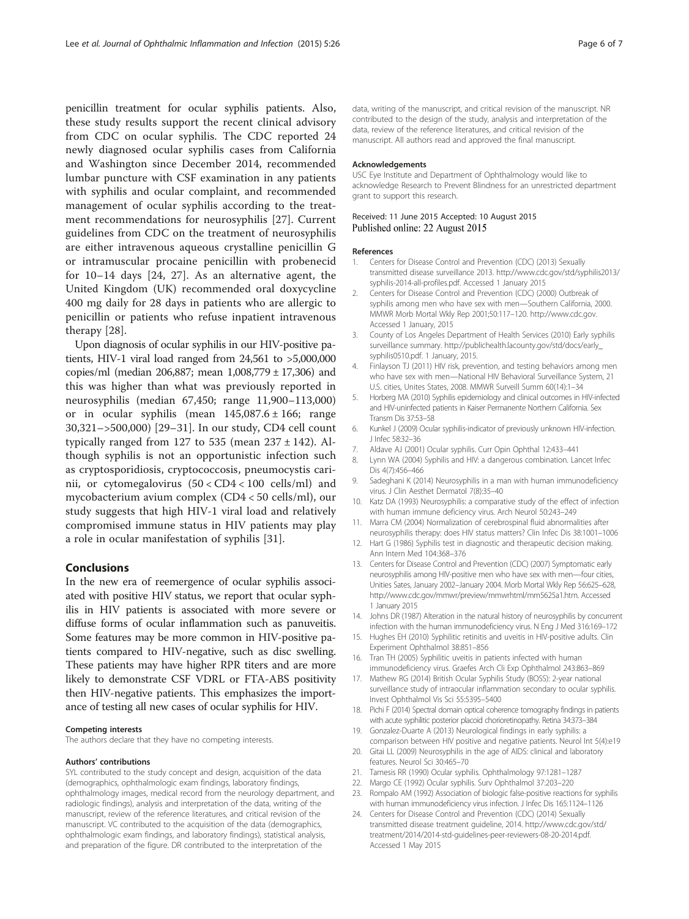penicillin treatment for ocular syphilis patients. Also, these study results support the recent clinical advisory from CDC on ocular syphilis. The CDC reported 24 newly diagnosed ocular syphilis cases from California and Washington since December 2014, recommended lumbar puncture with CSF examination in any patients with syphilis and ocular complaint, and recommended management of ocular syphilis according to the treatment recommendations for neurosyphilis [27]. Current guidelines from CDC on the treatment of neurosyphilis are either intravenous aqueous crystalline penicillin G or intramuscular procaine penicillin with probenecid for 10–14 days [24, 27]. As an alternative agent, the United Kingdom (UK) recommended oral doxycycline 400 mg daily for 28 days in patients who are allergic to penicillin or patients who refuse inpatient intravenous therapy [28].

Upon diagnosis of ocular syphilis in our HIV-positive patients, HIV-1 viral load ranged from 24,561 to >5,000,000 copies/ml (median 206,887; mean 1,008,779 ± 17,306) and this was higher than what was previously reported in neurosyphilis (median 67,450; range 11,900–113,000) or in ocular syphilis (mean 145,087.6 ± 166; range 30,321–>500,000) [29–31]. In our study, CD4 cell count typically ranged from 127 to 535 (mean 237 ± 142). Although syphilis is not an opportunistic infection such as cryptosporidiosis, cryptococcosis, pneumocystis carinii, or cytomegalovirus (50 < CD4 < 100 cells/ml) and mycobacterium avium complex (CD4 < 50 cells/ml), our study suggests that high HIV-1 viral load and relatively compromised immune status in HIV patients may play a role in ocular manifestation of syphilis [31].

## Conclusions

In the new era of reemergence of ocular syphilis associated with positive HIV status, we report that ocular syphilis in HIV patients is associated with more severe or diffuse forms of ocular inflammation such as panuveitis. Some features may be more common in HIV-positive patients compared to HIV-negative, such as disc swelling. These patients may have higher RPR titers and are more likely to demonstrate CSF VDRL or FTA-ABS positivity then HIV-negative patients. This emphasizes the importance of testing all new cases of ocular syphilis for HIV.

#### Competing interests

The authors declare that they have no competing interests.

#### Authors' contributions

SYL contributed to the study concept and design, acquisition of the data (demographics, ophthalmologic exam findings, laboratory findings, ophthalmology images, medical record from the neurology department, and radiologic findings), analysis and interpretation of the data, writing of the manuscript, review of the reference literatures, and critical revision of the manuscript. VC contributed to the acquisition of the data (demographics, ophthalmologic exam findings, and laboratory findings), statistical analysis, and preparation of the figure. DR contributed to the interpretation of the data, writing of the manuscript, and critical revision of the manuscript. NR contributed to the design of the study, analysis and interpretation of the data, review of the reference literatures, and critical revision of the manuscript. All authors read and approved the final manuscript.

#### Acknowledgements

USC Eye Institute and Department of Ophthalmology would like to acknowledge Research to Prevent Blindness for an unrestricted department grant to support this research.

Received: 11 June 2015 Accepted: 10 August 2015
Published online: 22 August 2015

#### References

1. Centers for Disease Control and Prevention (CDC) (2013) Sexually transmitted disease surveillance 2013. http://www.cdc.gov/std/syphilis2013/syphilis-2014-all-profiles.pdf. Accessed 1 January 2015
2. Centers for Disease Control and Prevention (CDC) (2000) Outbreak of syphilis among men who have sex with men—Southern California, 2000. MMWR Morb Mortal Wkly Rep 2001;50:117–120. http://www.cdc.gov. Accessed 1 January, 2015
3. County of Los Angeles Department of Health Services (2010) Early syphilis surveillance summary. http://publichealth.lacounty.gov/std/docs/early_syphilis0510.pdf. 1 January, 2015.
4. Finlayson TJ (2011) HIV risk, prevention, and testing behaviors among men who have sex with men—National HIV Behavioral Surveillance System, 21 U.S. cities, Unites States, 2008. MMWR Surveill Summ 60(14):1–34
5. Horberg MA (2010) Syphilis epidemiology and clinical outcomes in HIV-infected and HIV-uninfected patients in Kaiser Permanente Northern California. Sex Transm Dis 37:53–58
6. Kunkel J (2009) Ocular syphilis-indicator of previously unknown HIV-infection. J Infec 58:32–36
7. Aldave AJ (2001) Ocular syphilis. Curr Opin Ophthal 12:433–441
8. Lynn WA (2004) Syphilis and HIV: a dangerous combination. Lancet Infec Dis 4(7):456–466
9. Sadeghani K (2014) Neurosyphilis in a man with human immunodeficiency virus. J Clin Aesthet Dermatol 7(8):35–40
10. Katz DA (1993) Neurosyphilis: a comparative study of the effect of infection with human immune deficiency virus. Arch Neurol 50:243–249
11. Marra CM (2004) Normalization of cerebrospinal fluid abnormalities after neurosyphilis therapy: does HIV status matters? Clin Infec Dis 38:1001–1006
12. Hart G (1986) Syphilis test in diagnostic and therapeutic decision making. Ann Intern Med 104:368–376
13. Centers for Disease Control and Prevention (CDC) (2007) Symptomatic early neurosyphilis among HIV-positive men who have sex with men—four cities, Unities Sates, January 2002–January 2004. Morb Mortal Wkly Rep 56:625–628, http://www.cdc.gov/mmwr/preview/mmwrhtml/mm5625a1.htm. Accessed 1 January 2015
14. Johns DR (1987) Alteration in the natural history of neurosyphilis by concurrent infection with the human immunodeficiency virus. N Eng J Med 316:169–172
15. Hughes EH (2010) Syphilitic retinitis and uveitis in HIV-positive adults. Clin Experiment Ophthalmol 38:851–856
16. Tran TH (2005) Syphilitic uveitis in patients infected with human immunodeficiency virus. Graefes Arch Cli Exp Ophthalmol 243:863–869
17. Mathew RG (2014) British Ocular Syphilis Study (BOSS): 2-year national surveillance study of intraocular inflammation secondary to ocular syphilis. Invest Ophthalmol Vis Sci 55:5395–5400
18. Pichi F (2014) Spectral domain optical coherence tomography findings in patients with acute syphilitic posterior placoid chorioretinopathy. Retina 34:373–384
19. Gonzalez-Duarte A (2013) Neurological findings in early syphilis: a comparison between HIV positive and negative patients. Neurol Int 5(4):e19
20. Gitai LL (2009) Neurosyphilis in the age of AIDS: clinical and laboratory features. Neurol Sci 30:465–70
21. Tamesis RR (1990) Ocular syphilis. Ophthalmology 97:1281–1287
22. Margo CE (1992) Ocular syphilis. Surv Ophthalmol 37:203–220
23. Rompalo AM (1992) Association of biologic false-positive reactions for syphilis with human immunodeficiency virus infection. J Infec Dis 165:1124–1126
24. Centers for Disease Control and Prevention (CDC) (2014) Sexually transmitted disease treatment guideline, 2014. http://www.cdc.gov/std/treatment/2014/2014-std-guidelines-peer-reviewers-08-20-2014.pdf. Accessed 1 May 2015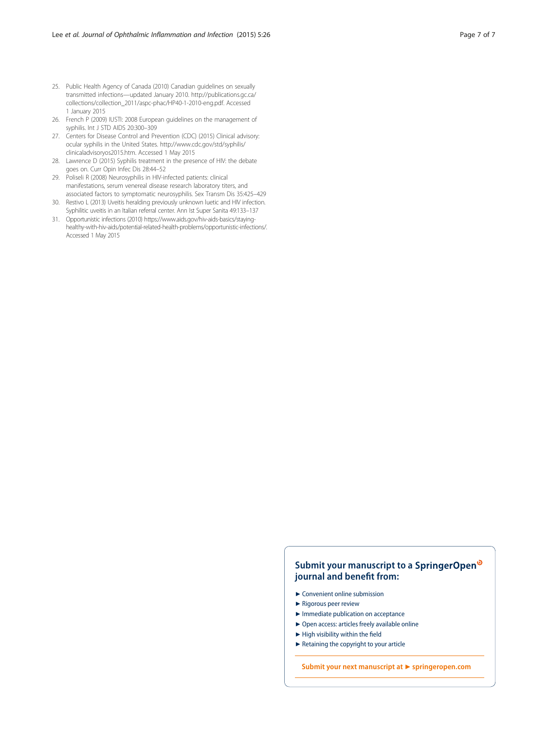25. Public Health Agency of Canada (2010) Canadian guidelines on sexually transmitted infections—updated January 2010. http://publications.gc.ca/collections/collection_2011/aspc-phac/HP40-1-2010-eng.pdf. Accessed 1 January 2015
26. French P (2009) IUSTI: 2008 European guidelines on the management of syphilis. Int J STD AIDS 20:300–309
27. Centers for Disease Control and Prevention (CDC) (2015) Clinical advisory: ocular syphilis in the United States. http://www.cdc.gov/std/syphilis/clinicaladvisoryos2015.htm. Accessed 1 May 2015
28. Lawrence D (2015) Syphilis treatment in the presence of HIV: the debate goes on. Curr Opin Infec Dis 28:44–52
29. Poliseli R (2008) Neurosyphilis in HIV-infected patients: clinical manifestations, serum venereal disease research laboratory titers, and associated factors to symptomatic neurosyphilis. Sex Transm Dis 35:425–429
30. Restivo L (2013) Uveitis heralding previously unknown luetic and HIV infection. Syphilitic uveitis in an Italian referral center. Ann Ist Super Sanita 49:133–137
31. Opportunistic infections (2010) https://www.aids.gov/hiv-aids-basics/staying-healthy-with-hiv-aids/potential-related-health-problems/opportunistic-infections/. Accessed 1 May 2015

**Submit your manuscript to a SpringerOpen journal and benefit from:**

- ► Convenient online submission
- ► Rigorous peer review
- ► Immediate publication on acceptance
- ► Open access: articles freely available online
- ► High visibility within the field
- ► Retaining the copyright to your article

**Submit your next manuscript at ► springeropen.com**